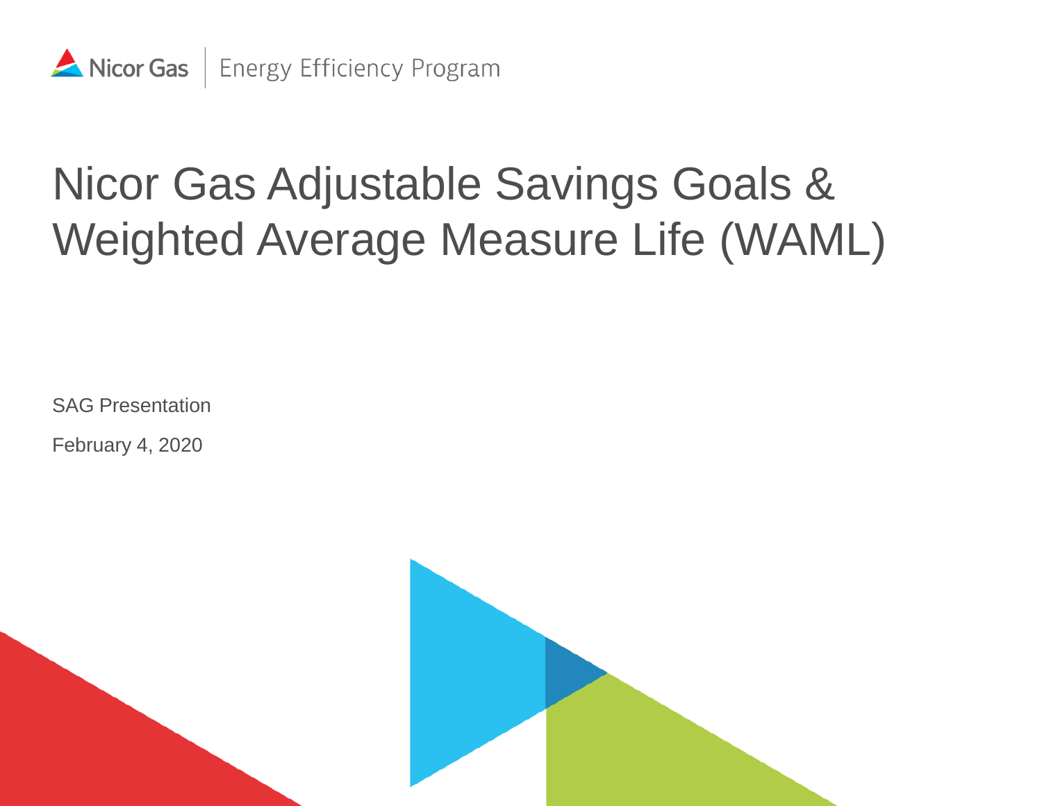Nicor Gas | Energy Efficiency Program

# Nicor Gas Adjustable Savings Goals & Weighted Average Measure Life (WAML)

SAG Presentation

February 4, 2020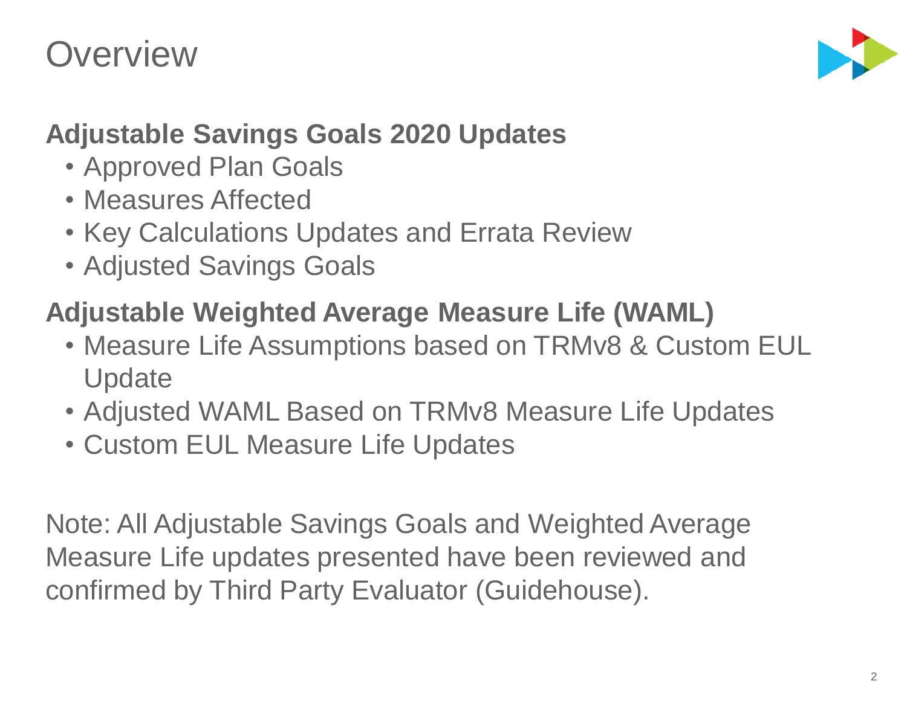# Overview

## Adjustable Savings Goals 2020 Updates

- Approved Plan Goals
- Measures Affected
- Key Calculations Updates and Errata Review
- Adjusted Savings Goals

## Adjustable Weighted Average Measure Life (WAML)

- Measure Life Assumptions based on TRMv8 & Custom EUL Update
- Adjusted WAML Based on TRMv8 Measure Life Updates
- Custom EUL Measure Life Updates

Note: All Adjustable Savings Goals and Weighted Average Measure Life updates presented have been reviewed and confirmed by Third Party Evaluator (Guidehouse).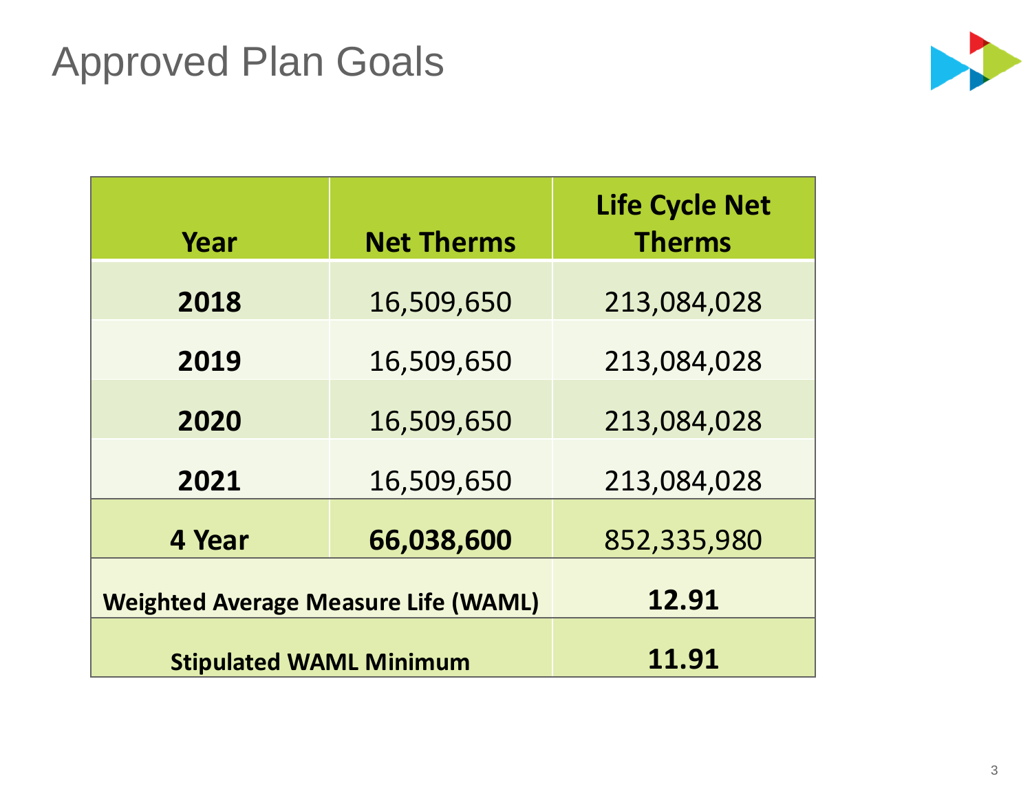# Approved Plan Goals

| Year | Net Therms | Life Cycle Net Therms |
|---|---|---|
| **2018** | 16,509,650 | 213,084,028 |
| **2019** | 16,509,650 | 213,084,028 |
| **2020** | 16,509,650 | 213,084,028 |
| **2021** | 16,509,650 | 213,084,028 |
| **4 Year** | **66,038,600** | 852,335,980 |
| **Weighted Average Measure Life (WAML)** | | **12.91** |
| **Stipulated WAML Minimum** | | **11.91** |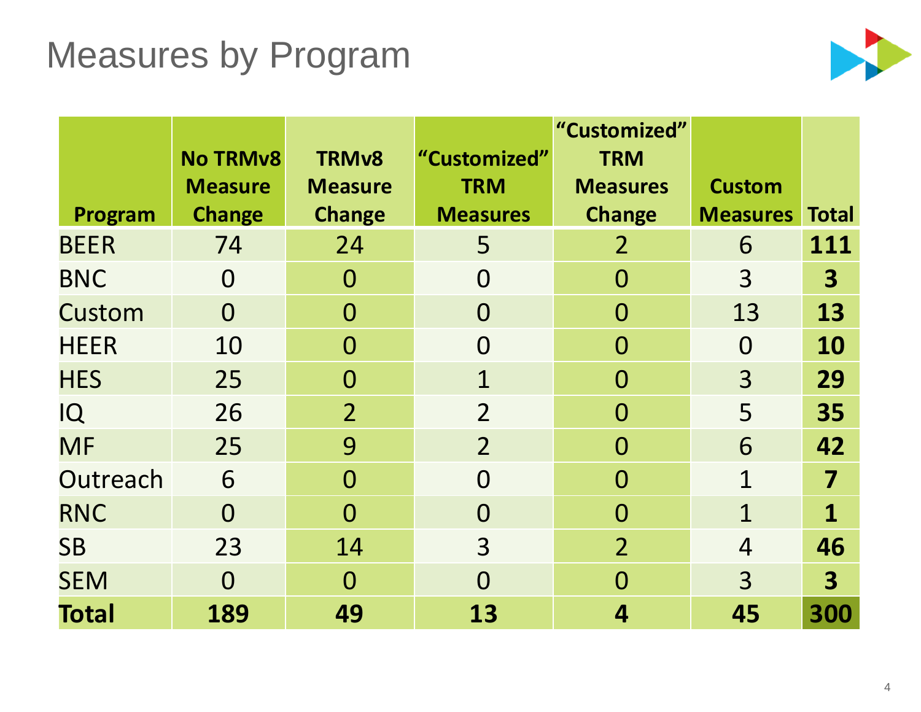# Measures by Program

| Program | No TRMv8 Measure Change | TRMv8 Measure Change | "Customized" TRM Measures | "Customized" TRM Measures Change | Custom Measures | Total |
|---|---|---|---|---|---|---|
| BEER | 74 | 24 | 5 | 2 | 6 | **111** |
| BNC | 0 | 0 | 0 | 0 | 3 | **3** |
| Custom | 0 | 0 | 0 | 0 | 13 | **13** |
| HEER | 10 | 0 | 0 | 0 | 0 | **10** |
| HES | 25 | 0 | 1 | 0 | 3 | **29** |
| IQ | 26 | 2 | 2 | 0 | 5 | **35** |
| MF | 25 | 9 | 2 | 0 | 6 | **42** |
| Outreach | 6 | 0 | 0 | 0 | 1 | **7** |
| RNC | 0 | 0 | 0 | 0 | 1 | **1** |
| SB | 23 | 14 | 3 | 2 | 4 | **46** |
| SEM | 0 | 0 | 0 | 0 | 3 | **3** |
| **Total** | **189** | **49** | **13** | **4** | **45** | **300** |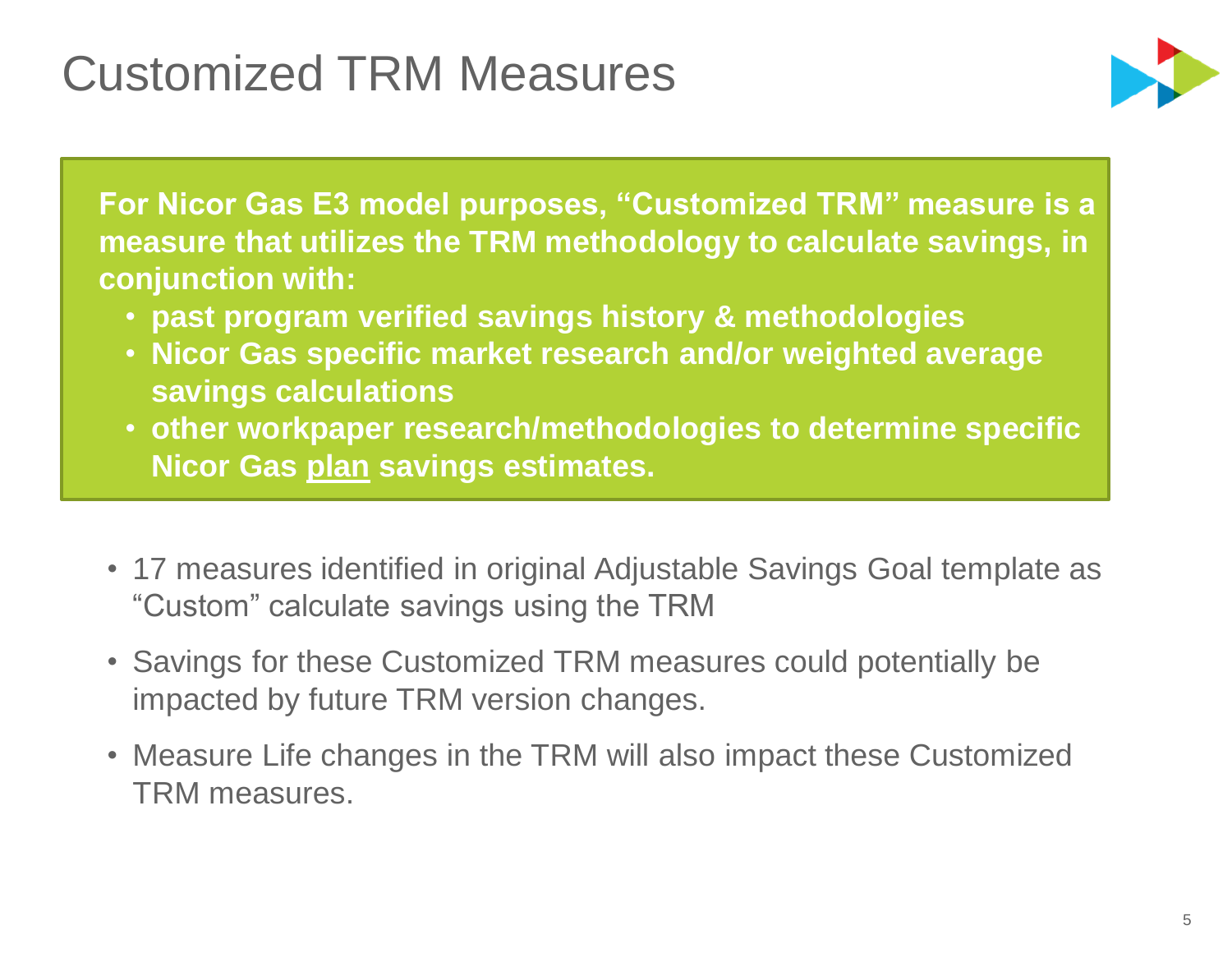# Customized TRM Measures

**For Nicor Gas E3 model purposes, "Customized TRM" measure is a measure that utilizes the TRM methodology to calculate savings, in conjunction with:**

- **past program verified savings history & methodologies**
- **Nicor Gas specific market research and/or weighted average savings calculations**
- **other workpaper research/methodologies to determine specific Nicor Gas <u>plan</u> savings estimates.**

- 17 measures identified in original Adjustable Savings Goal template as "Custom" calculate savings using the TRM
- Savings for these Customized TRM measures could potentially be impacted by future TRM version changes.
- Measure Life changes in the TRM will also impact these Customized TRM measures.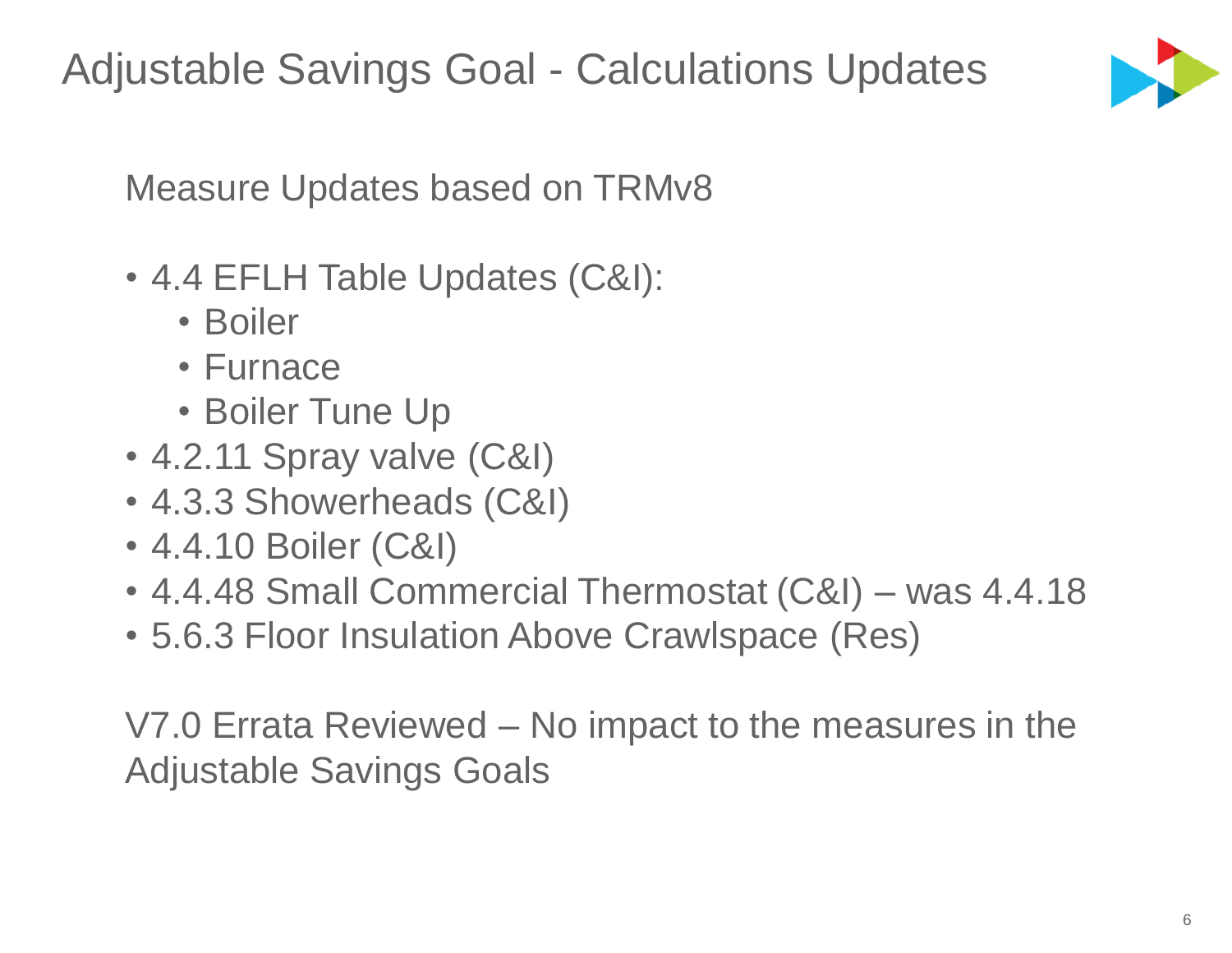# Adjustable Savings Goal - Calculations Updates

Measure Updates based on TRMv8

- 4.4 EFLH Table Updates (C&I):
  - Boiler
  - Furnace
  - Boiler Tune Up
- 4.2.11 Spray valve (C&I)
- 4.3.3 Showerheads (C&I)
- 4.4.10 Boiler (C&I)
- 4.4.48 Small Commercial Thermostat (C&I) – was 4.4.18
- 5.6.3 Floor Insulation Above Crawlspace (Res)

V7.0 Errata Reviewed – No impact to the measures in the Adjustable Savings Goals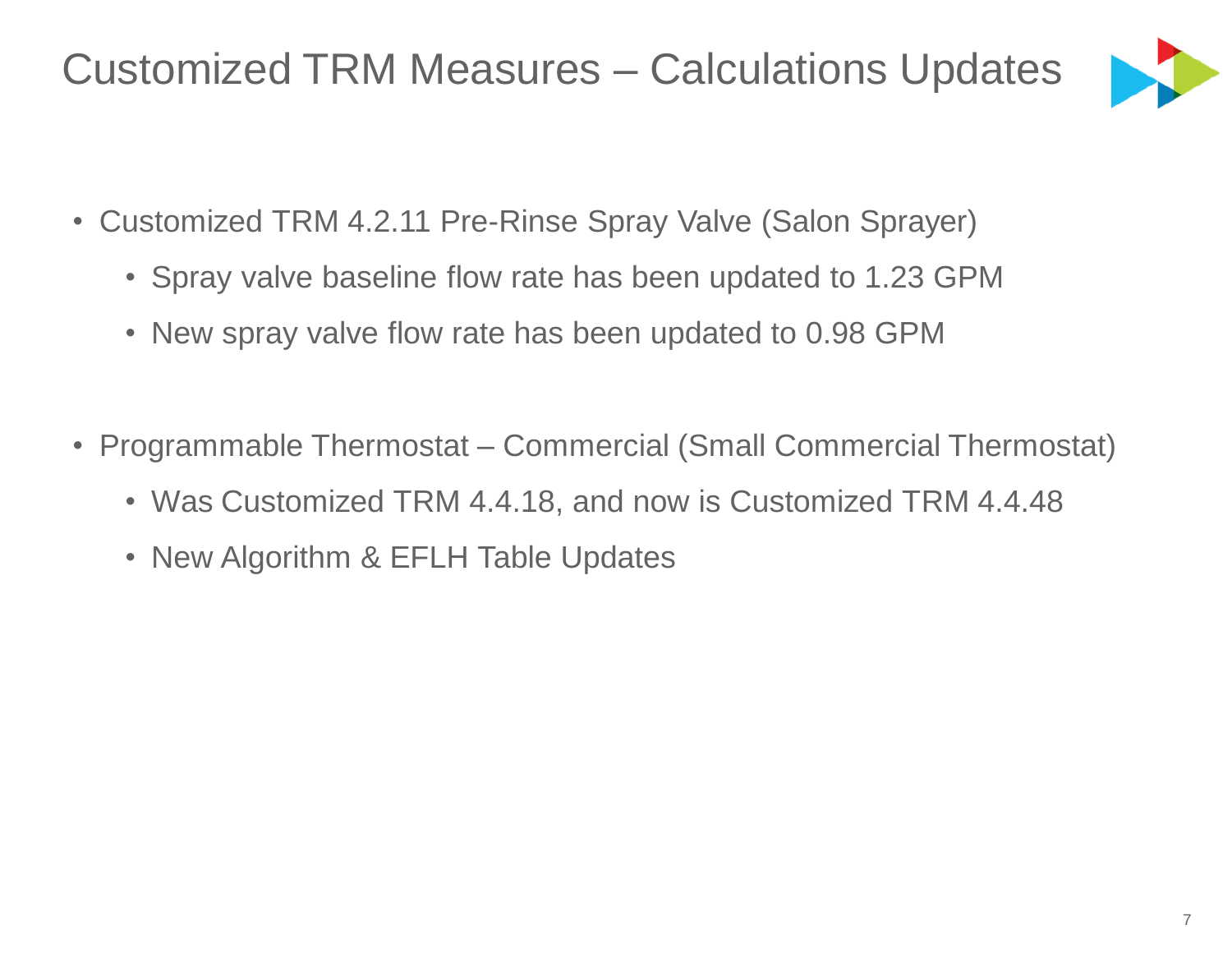# Customized TRM Measures – Calculations Updates

- Customized TRM 4.2.11 Pre-Rinse Spray Valve (Salon Sprayer)
  - Spray valve baseline flow rate has been updated to 1.23 GPM
  - New spray valve flow rate has been updated to 0.98 GPM
- Programmable Thermostat – Commercial (Small Commercial Thermostat)
  - Was Customized TRM 4.4.18, and now is Customized TRM 4.4.48
  - New Algorithm & EFLH Table Updates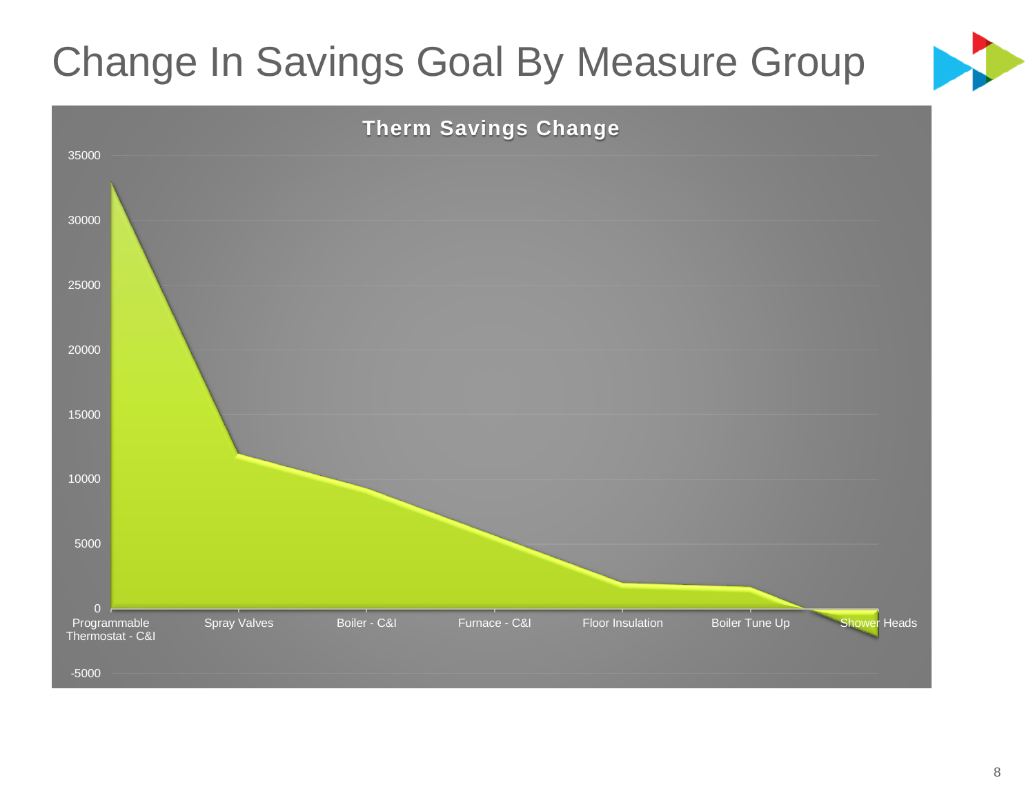# Change In Savings Goal By Measure Group

**Therm Savings Change**

35000
30000
25000
20000
15000
10000
5000
0
-5000

Programmable Thermostat - C&I | Spray Valves | Boiler - C&I | Furnace - C&I | Floor Insulation | Boiler Tune Up | Shower Heads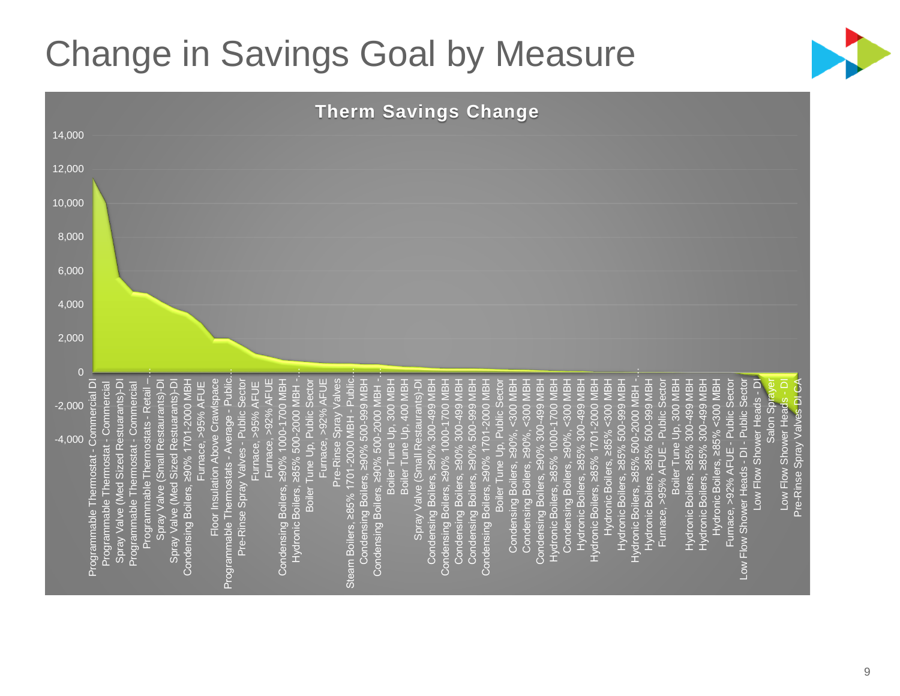# Change in Savings Goal by Measure

**Therm Savings Change**

14,000
12,000
10,000
8,000
6,000
4,000
2,000
0
-2,000
-4,000

Programmable Thermostat - Commercial DI
Programmable Thermostat - Commercial
Spray Valve (Med Sized Restuarants)-DI
Programmable Thermostat - Commercial
Programmable Thermostats - Retail –...
Spray Valve (Small Restaurants)-DI
Spray Valve (Med Sized Restuarants)-DI
Condensing Boilers, ≥90% 1701-2000 MBH
Furnace, >95% AFUE
Floor Insulation Above Crawlspace
Programmable Thermostats - Average - Public...
Pre-Rinse Spray Valves - Public Sector
Furnace, >95% AFUE
Furnace, >92% AFUE
Condensing Boilers, ≥90% 1000-1700 MBH
Hydronic Boilers, ≥85% 500-2000 MBH -...
Boiler Tune Up, Public Sector
Furnace, >92% AFUE
Pre-Rinse Spray Valves
Steam Boilers, ≥85% 1701-2000 MBH - Public...
Condensing Boilers, ≥90% 500-999 MBH
Condensing Boilers, ≥90% 500-2000 MBH -...
Boiler Tune Up, 300 MBH
Boiler Tune Up, 400 MBH
Spray Valve (Small Restaurants)-DI
Condensing Boilers, ≥90% 300-499 MBH
Condensing Boilers, ≥90% 1000-1700 MBH
Condensing Boilers, ≥90% 300-499 MBH
Condensing Boilers, ≥90% 500-999 MBH
Condensing Boilers, ≥90% 1701-2000 MBH
Boiler Tune Up, Public Sector
Condensing Boilers, ≥90%, <300 MBH
Condensing Boilers, ≥90%, <300 MBH
Condensing Boilers, ≥90% 300-499 MBH
Hydronic Boilers, ≥85% 1000-1700 MBH
Condensing Boilers, ≥90%, <300 MBH
Hydronic Boilers, ≥85% 300-499 MBH
Hydronic Boilers, ≥85% 1701-2000 MBH
Hydronic Boilers, ≥85% <300 MBH
Hydronic Boilers, ≥85% 500-999 MBH
Hydronic Boilers, ≥85% 500-2000 MBH -...
Hydronic Boilers, ≥85% 500-999 MBH
Furnace, >95% AFUE - Public Sector
Boiler Tune Up, 300 MBH
Hydronic Boilers, ≥85% 300-499 MBH
Hydronic Boilers, ≥85% 300-499 MBH
Hydronic Boilers, ≥85% <300 MBH
Furnace, >92% AFUE - Public Sector
Low Flow Shower Heads - DI - Public Sector
Low Flow Shower Heads - DI
Salon Sprayer
Low Flow Shower Heads - DI
Pre-Rinse Spray Valves DI-CA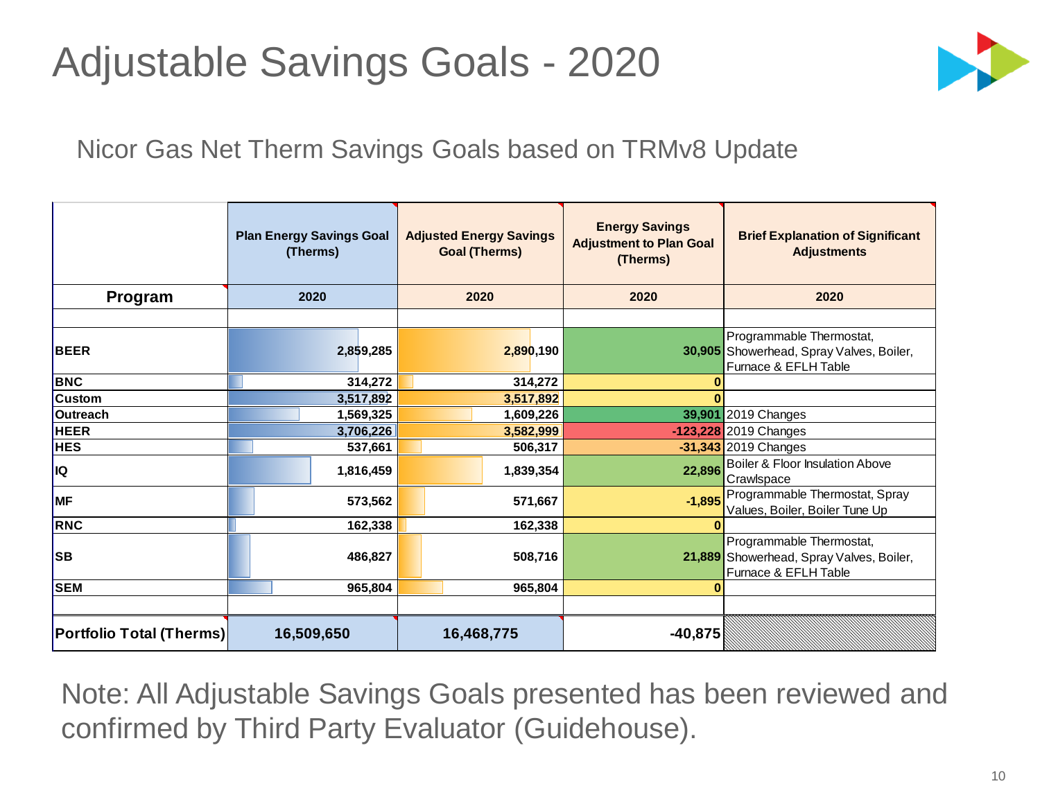# Adjustable Savings Goals - 2020

Nicor Gas Net Therm Savings Goals based on TRMv8 Update

| | Plan Energy Savings Goal (Therms) | Adjusted Energy Savings Goal (Therms) | Energy Savings Adjustment to Plan Goal (Therms) | Brief Explanation of Significant Adjustments |
|---|---|---|---|---|
| **Program** | 2020 | 2020 | 2020 | 2020 |
| BEER | 2,859,285 | 2,890,190 | 30,905 | Programmable Thermostat, Showerhead, Spray Valves, Boiler, Furnace & EFLH Table |
| BNC | 314,272 | 314,272 | 0 | |
| Custom | 3,517,892 | 3,517,892 | 0 | |
| Outreach | 1,569,325 | 1,609,226 | 39,901 | 2019 Changes |
| HEER | 3,706,226 | 3,582,999 | -123,228 | 2019 Changes |
| HES | 537,661 | 506,317 | -31,343 | 2019 Changes |
| IQ | 1,816,459 | 1,839,354 | 22,896 | Boiler & Floor Insulation Above Crawlspace |
| MF | 573,562 | 571,667 | -1,895 | Programmable Thermostat, Spray Values, Boiler, Boiler Tune Up |
| RNC | 162,338 | 162,338 | 0 | |
| SB | 486,827 | 508,716 | 21,889 | Programmable Thermostat, Showerhead, Spray Valves, Boiler, Furnace & EFLH Table |
| SEM | 965,804 | 965,804 | 0 | |
| **Portfolio Total (Therms)** | **16,509,650** | **16,468,775** | **-40,875** | |

Note: All Adjustable Savings Goals presented has been reviewed and confirmed by Third Party Evaluator (Guidehouse).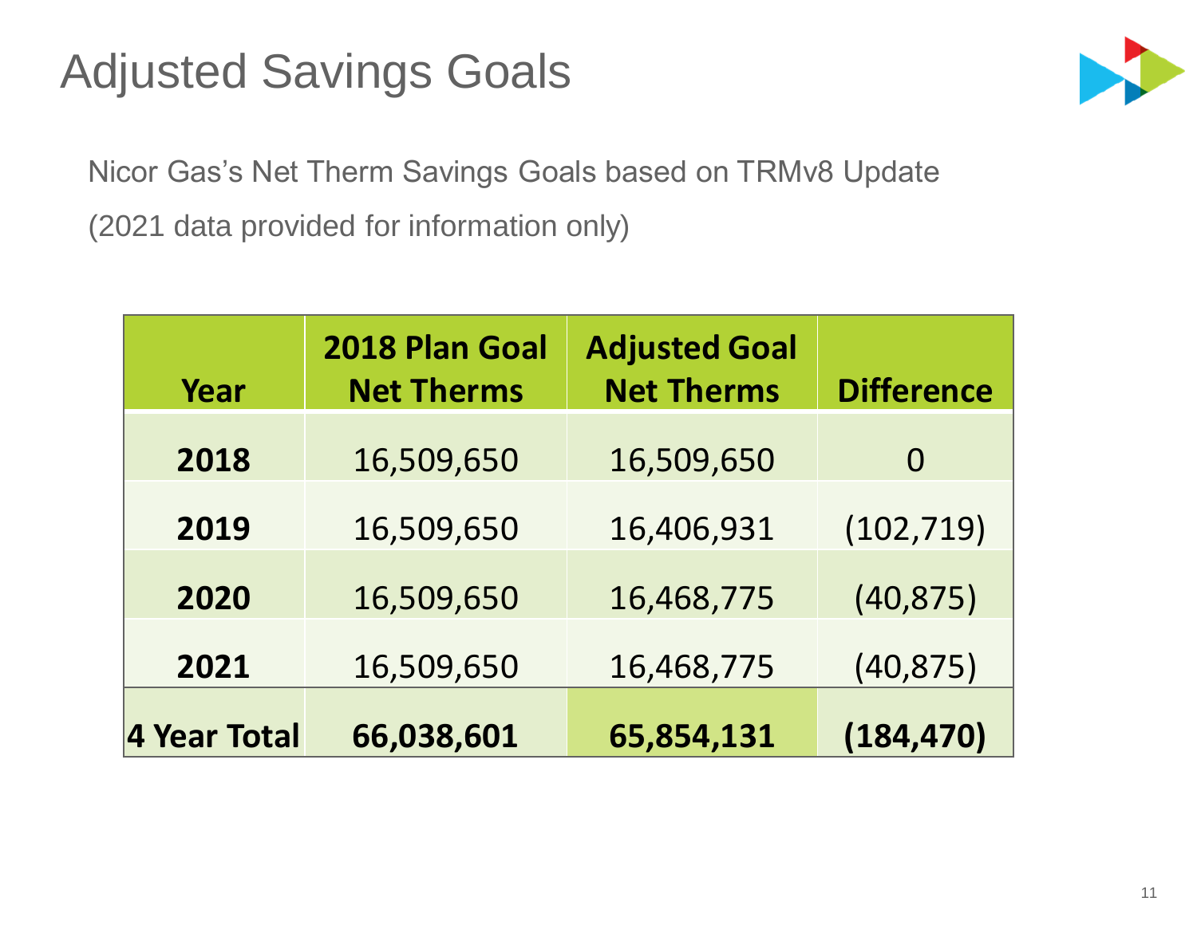# Adjusted Savings Goals

Nicor Gas's Net Therm Savings Goals based on TRMv8 Update

(2021 data provided for information only)

| Year | 2018 Plan Goal Net Therms | Adjusted Goal Net Therms | Difference |
|---|---|---|---|
| **2018** | 16,509,650 | 16,509,650 | 0 |
| **2019** | 16,509,650 | 16,406,931 | (102,719) |
| **2020** | 16,509,650 | 16,468,775 | (40,875) |
| **2021** | 16,509,650 | 16,468,775 | (40,875) |
| **4 Year Total** | **66,038,601** | **65,854,131** | **(184,470)** |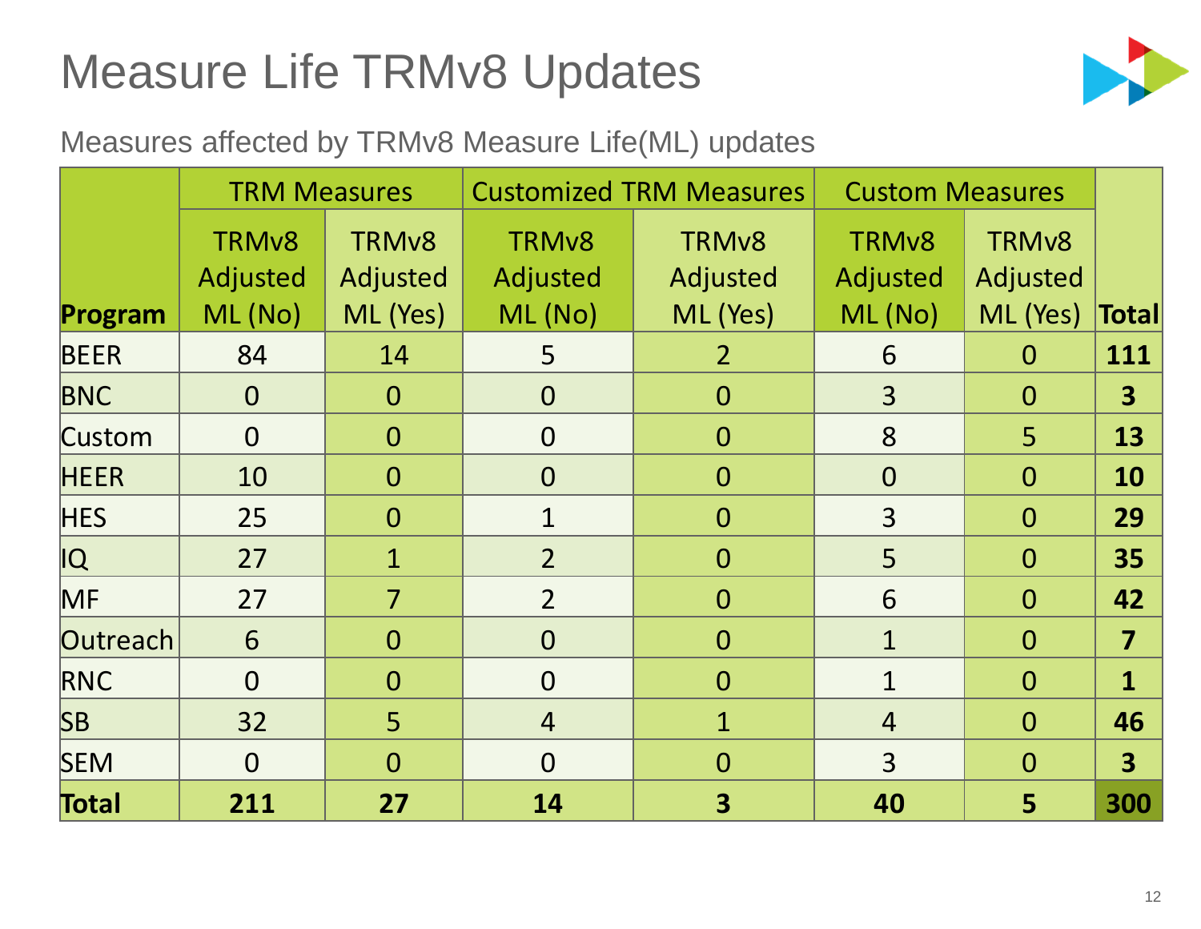# Measure Life TRMv8 Updates

Measures affected by TRMv8 Measure Life(ML) updates

| Program | TRM Measures | | Customized TRM Measures | | Custom Measures | | Total |
|---|---|---|---|---|---|---|---|
| | TRMv8 Adjusted ML (No) | TRMv8 Adjusted ML (Yes) | TRMv8 Adjusted ML (No) | TRMv8 Adjusted ML (Yes) | TRMv8 Adjusted ML (No) | TRMv8 Adjusted ML (Yes) | |
| BEER | 84 | 14 | 5 | 2 | 6 | 0 | **111** |
| BNC | 0 | 0 | 0 | 0 | 3 | 0 | **3** |
| Custom | 0 | 0 | 0 | 0 | 8 | 5 | **13** |
| HEER | 10 | 0 | 0 | 0 | 0 | 0 | **10** |
| HES | 25 | 0 | 1 | 0 | 3 | 0 | **29** |
| IQ | 27 | 1 | 2 | 0 | 5 | 0 | **35** |
| MF | 27 | 7 | 2 | 0 | 6 | 0 | **42** |
| Outreach | 6 | 0 | 0 | 0 | 1 | 0 | **7** |
| RNC | 0 | 0 | 0 | 0 | 1 | 0 | **1** |
| SB | 32 | 5 | 4 | 1 | 4 | 0 | **46** |
| SEM | 0 | 0 | 0 | 0 | 3 | 0 | **3** |
| **Total** | **211** | **27** | **14** | **3** | **40** | **5** | **300** |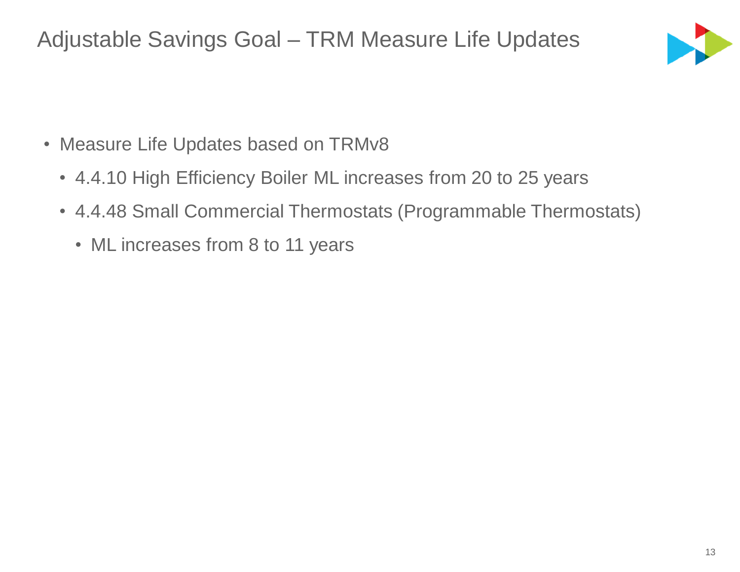# Adjustable Savings Goal – TRM Measure Life Updates

- Measure Life Updates based on TRMv8
  - 4.4.10 High Efficiency Boiler ML increases from 20 to 25 years
  - 4.4.48 Small Commercial Thermostats (Programmable Thermostats)
    - ML increases from 8 to 11 years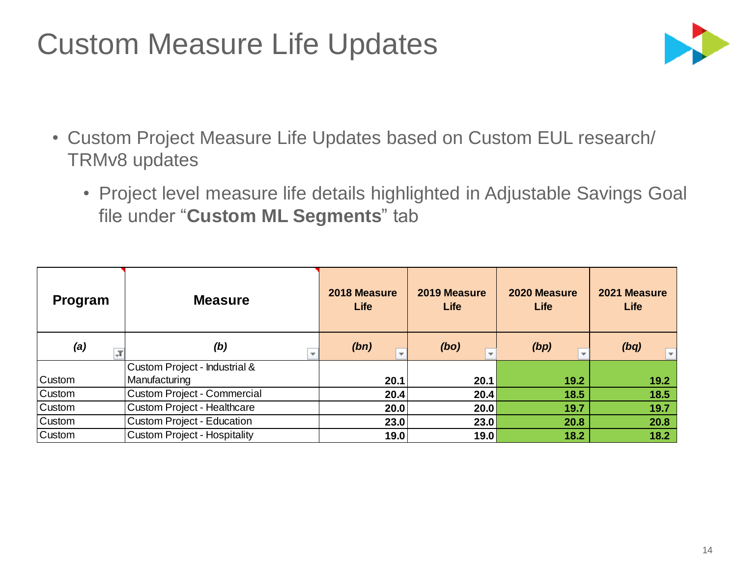# Custom Measure Life Updates

- Custom Project Measure Life Updates based on Custom EUL research/ TRMv8 updates
  - Project level measure life details highlighted in Adjustable Savings Goal file under "**Custom ML Segments**" tab

| Program | Measure | 2018 Measure Life | 2019 Measure Life | 2020 Measure Life | 2021 Measure Life |
|---|---|---|---|---|---|
| *(a)* | *(b)* | *(bn)* | *(bo)* | *(bp)* | *(bq)* |
| Custom | Custom Project - Industrial & Manufacturing | **20.1** | **20.1** | **19.2** | **19.2** |
| Custom | Custom Project - Commercial | **20.4** | **20.4** | **18.5** | **18.5** |
| Custom | Custom Project - Healthcare | **20.0** | **20.0** | **19.7** | **19.7** |
| Custom | Custom Project - Education | **23.0** | **23.0** | **20.8** | **20.8** |
| Custom | Custom Project - Hospitality | **19.0** | **19.0** | **18.2** | **18.2** |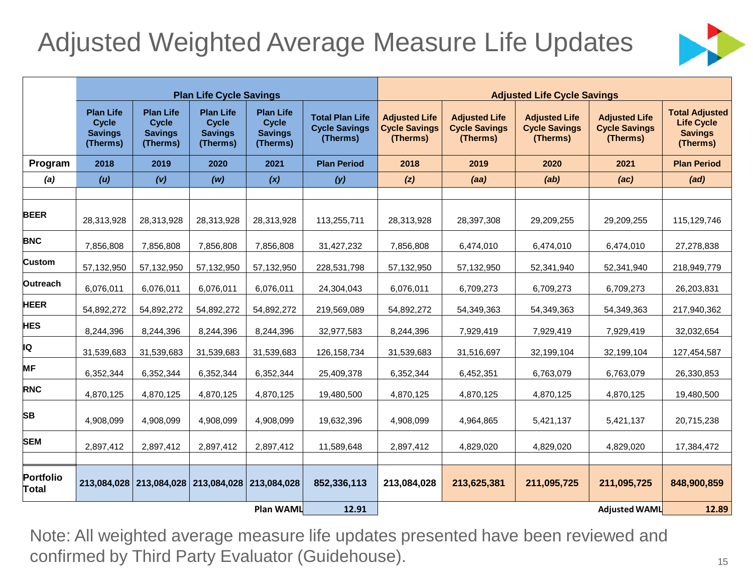# Adjusted Weighted Average Measure Life Updates

| | Plan Life Cycle Savings | | | | | Adjusted Life Cycle Savings | | | | |
|---|---|---|---|---|---|---|---|---|---|---|
| | Plan Life Cycle Savings (Therms) | Plan Life Cycle Savings (Therms) | Plan Life Cycle Savings (Therms) | Plan Life Cycle Savings (Therms) | Total Plan Life Cycle Savings (Therms) | Adjusted Life Cycle Savings (Therms) | Adjusted Life Cycle Savings (Therms) | Adjusted Life Cycle Savings (Therms) | Adjusted Life Cycle Savings (Therms) | Total Adjusted Life Cycle Savings (Therms) |
| **Program** | **2018** | **2019** | **2020** | **2021** | **Plan Period** | **2018** | **2019** | **2020** | **2021** | **Plan Period** |
| *(a)* | *(u)* | *(v)* | *(w)* | *(x)* | *(y)* | *(z)* | *(aa)* | *(ab)* | *(ac)* | *(ad)* |
| **BEER** | 28,313,928 | 28,313,928 | 28,313,928 | 28,313,928 | 113,255,711 | 28,313,928 | 28,397,308 | 29,209,255 | 29,209,255 | 115,129,746 |
| **BNC** | 7,856,808 | 7,856,808 | 7,856,808 | 7,856,808 | 31,427,232 | 7,856,808 | 6,474,010 | 6,474,010 | 6,474,010 | 27,278,838 |
| **Custom** | 57,132,950 | 57,132,950 | 57,132,950 | 57,132,950 | 228,531,798 | 57,132,950 | 57,132,950 | 52,341,940 | 52,341,940 | 218,949,779 |
| **Outreach** | 6,076,011 | 6,076,011 | 6,076,011 | 6,076,011 | 24,304,043 | 6,076,011 | 6,709,273 | 6,709,273 | 6,709,273 | 26,203,831 |
| **HEER** | 54,892,272 | 54,892,272 | 54,892,272 | 54,892,272 | 219,569,089 | 54,892,272 | 54,349,363 | 54,349,363 | 54,349,363 | 217,940,362 |
| **HES** | 8,244,396 | 8,244,396 | 8,244,396 | 8,244,396 | 32,977,583 | 8,244,396 | 7,929,419 | 7,929,419 | 7,929,419 | 32,032,654 |
| **IQ** | 31,539,683 | 31,539,683 | 31,539,683 | 31,539,683 | 126,158,734 | 31,539,683 | 31,516,697 | 32,199,104 | 32,199,104 | 127,454,587 |
| **MF** | 6,352,344 | 6,352,344 | 6,352,344 | 6,352,344 | 25,409,378 | 6,352,344 | 6,452,351 | 6,763,079 | 6,763,079 | 26,330,853 |
| **RNC** | 4,870,125 | 4,870,125 | 4,870,125 | 4,870,125 | 19,480,500 | 4,870,125 | 4,870,125 | 4,870,125 | 4,870,125 | 19,480,500 |
| **SB** | 4,908,099 | 4,908,099 | 4,908,099 | 4,908,099 | 19,632,396 | 4,908,099 | 4,964,865 | 5,421,137 | 5,421,137 | 20,715,238 |
| **SEM** | 2,897,412 | 2,897,412 | 2,897,412 | 2,897,412 | 11,589,648 | 2,897,412 | 4,829,020 | 4,829,020 | 4,829,020 | 17,384,472 |
| **Portfolio Total** | **213,084,028** | **213,084,028** | **213,084,028** | **213,084,028** | **852,336,113** | **213,084,028** | **213,625,381** | **211,095,725** | **211,095,725** | **848,900,859** |
| | | | | **Plan WAML** | **12.91** | | | | **Adjusted WAML** | **12.89** |

Note: All weighted average measure life updates presented have been reviewed and confirmed by Third Party Evaluator (Guidehouse).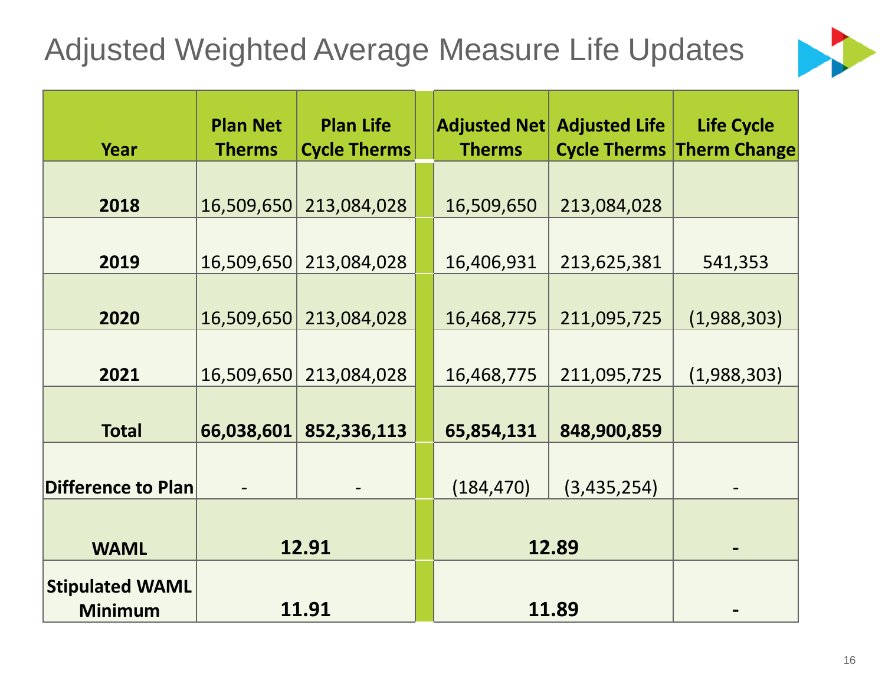# Adjusted Weighted Average Measure Life Updates

| Year | Plan Net Therms | Plan Life Cycle Therms | Adjusted Net Therms | Adjusted Life Cycle Therms | Life Cycle Therm Change |
|---|---|---|---|---|---|
| **2018** | 16,509,650 | 213,084,028 | 16,509,650 | 213,084,028 | |
| **2019** | 16,509,650 | 213,084,028 | 16,406,931 | 213,625,381 | 541,353 |
| **2020** | 16,509,650 | 213,084,028 | 16,468,775 | 211,095,725 | (1,988,303) |
| **2021** | 16,509,650 | 213,084,028 | 16,468,775 | 211,095,725 | (1,988,303) |
| **Total** | **66,038,601** | **852,336,113** | **65,854,131** | **848,900,859** | |
| **Difference to Plan** | - | - | (184,470) | (3,435,254) | - |
| **WAML** | **12.91** | | **12.89** | | **-** |
| **Stipulated WAML Minimum** | **11.91** | | **11.89** | | **-** |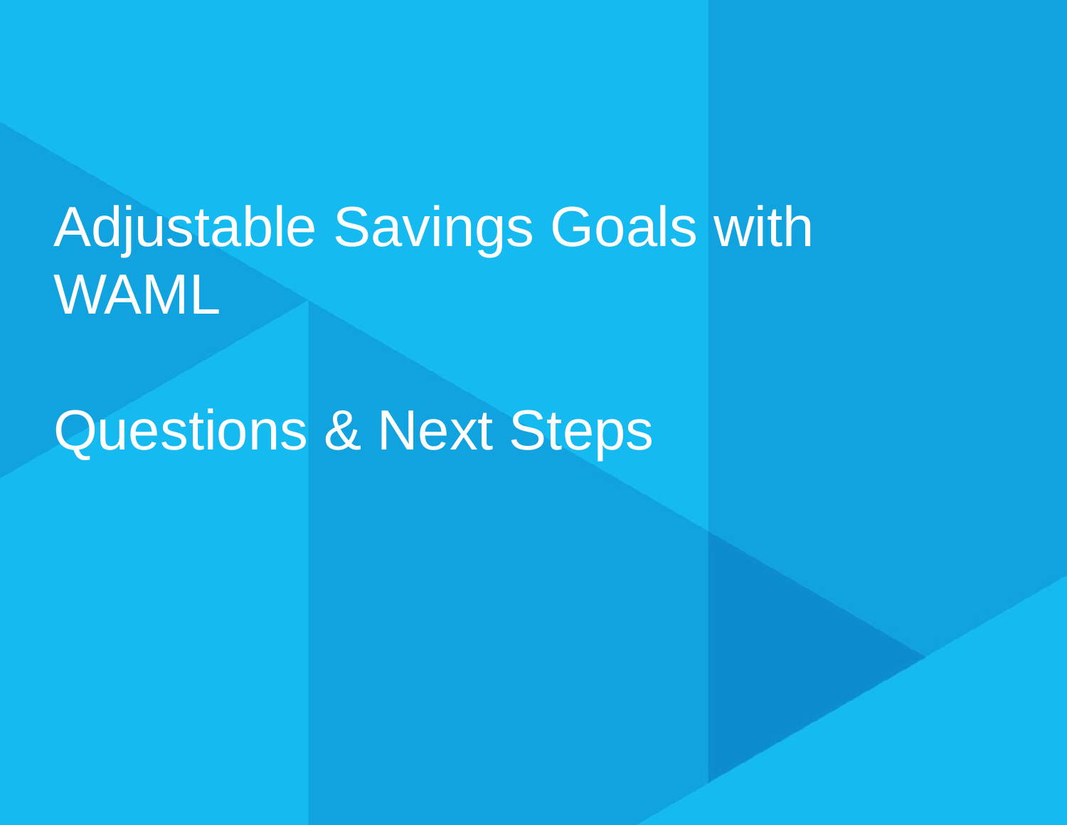# Adjustable Savings Goals with WAML

# Questions & Next Steps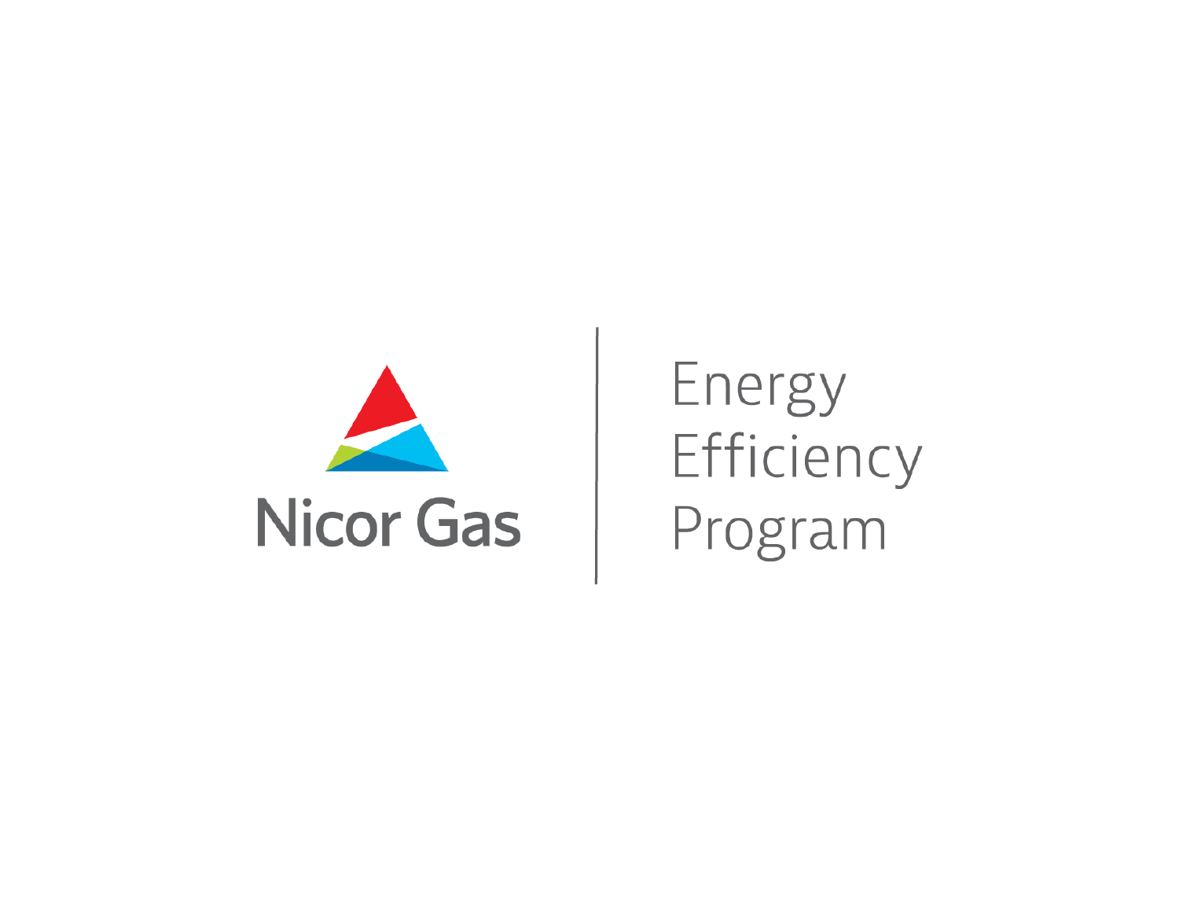Nicor Gas

Energy
Efficiency
Program